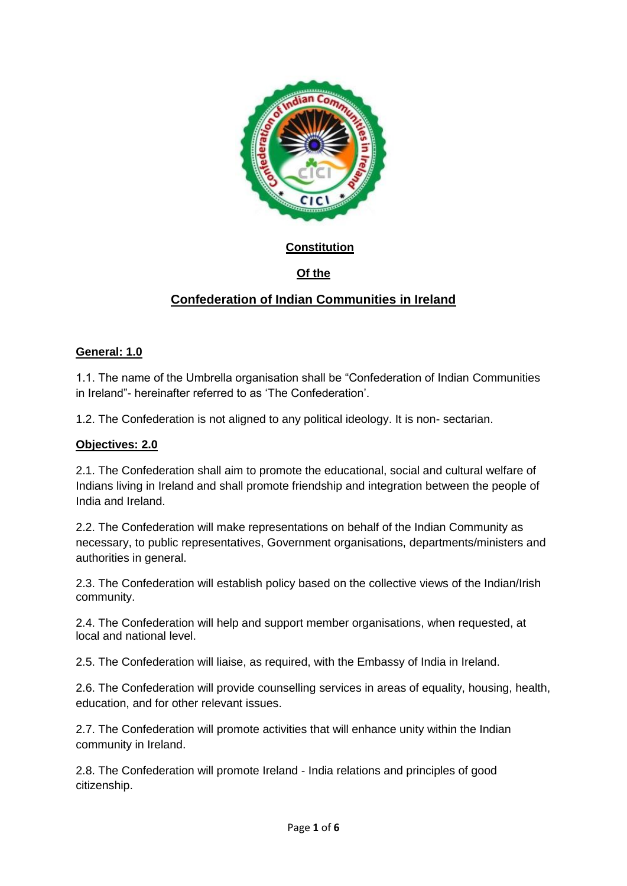# Constitution

## Of the

## Confederation of Indian Communities in Ireland

### General: 1.0

1.1. The name of the Umbrella organisation shall be "Confederation of Indian Communities in Ireland"- hereinafter referred to as 'The Confederation'.

1.2. The Confederation is not aligned to any political ideology. It is non- sectarian.

### Objectives: 2.0

2.1. The Confederation shall aim to promote the educational, social and cultural welfare of Indians living in Ireland and shall promote friendship and integration between the people of India and Ireland.

2.2. The Confederation will make representations on behalf of the Indian Community as necessary, to public representatives, Government organisations, departments/ministers and authorities in general.

2.3. The Confederation will establish policy based on the collective views of the Indian/Irish community.

2.4. The Confederation will help and support member organisations, when requested, at local and national level.

2.5. The Confederation will liaise, as required, with the Embassy of India in Ireland.

2.6. The Confederation will provide counselling services in areas of equality, housing, health, education, and for other relevant issues.

2.7. The Confederation will promote activities that will enhance unity within the Indian community in Ireland.

2.8. The Confederation will promote Ireland - India relations and principles of good citizenship.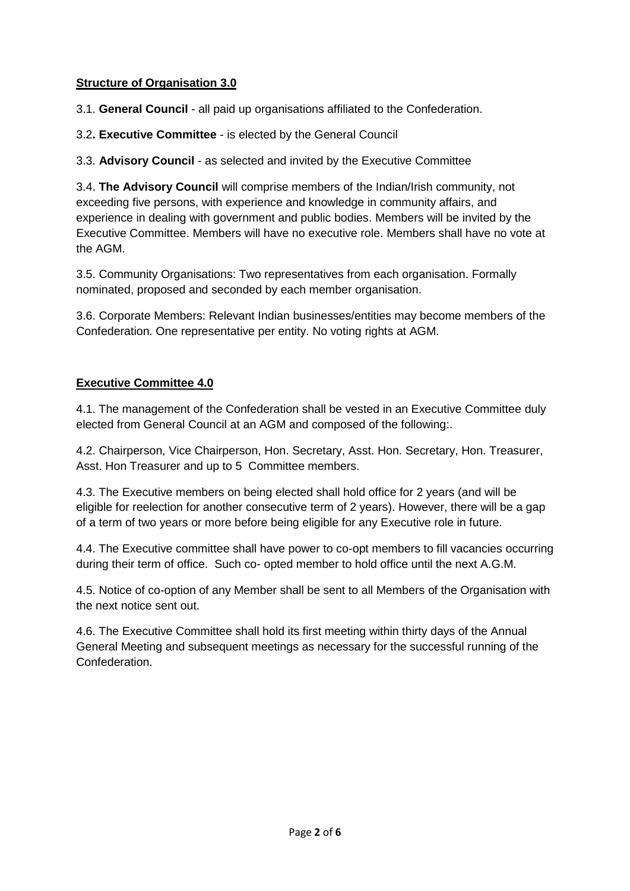## **<u>Structure of Organisation 3.0</u>**

3.1. **General Council** - all paid up organisations affiliated to the Confederation.

3.2**. Executive Committee** - is elected by the General Council

3.3. **Advisory Council** - as selected and invited by the Executive Committee

3.4. **The Advisory Council** will comprise members of the Indian/Irish community, not exceeding five persons, with experience and knowledge in community affairs, and experience in dealing with government and public bodies. Members will be invited by the Executive Committee. Members will have no executive role. Members shall have no vote at the AGM.

3.5. Community Organisations: Two representatives from each organisation. Formally nominated, proposed and seconded by each member organisation.

3.6. Corporate Members: Relevant Indian businesses/entities may become members of the Confederation. One representative per entity. No voting rights at AGM.

## **<u>Executive Committee 4.0</u>**

4.1. The management of the Confederation shall be vested in an Executive Committee duly elected from General Council at an AGM and composed of the following:.

4.2. Chairperson, Vice Chairperson, Hon. Secretary, Asst. Hon. Secretary, Hon. Treasurer, Asst. Hon Treasurer and up to 5 Committee members.

4.3. The Executive members on being elected shall hold office for 2 years (and will be eligible for reelection for another consecutive term of 2 years). However, there will be a gap of a term of two years or more before being eligible for any Executive role in future.

4.4. The Executive committee shall have power to co-opt members to fill vacancies occurring during their term of office. Such co- opted member to hold office until the next A.G.M.

4.5. Notice of co-option of any Member shall be sent to all Members of the Organisation with the next notice sent out.

4.6. The Executive Committee shall hold its first meeting within thirty days of the Annual General Meeting and subsequent meetings as necessary for the successful running of the Confederation.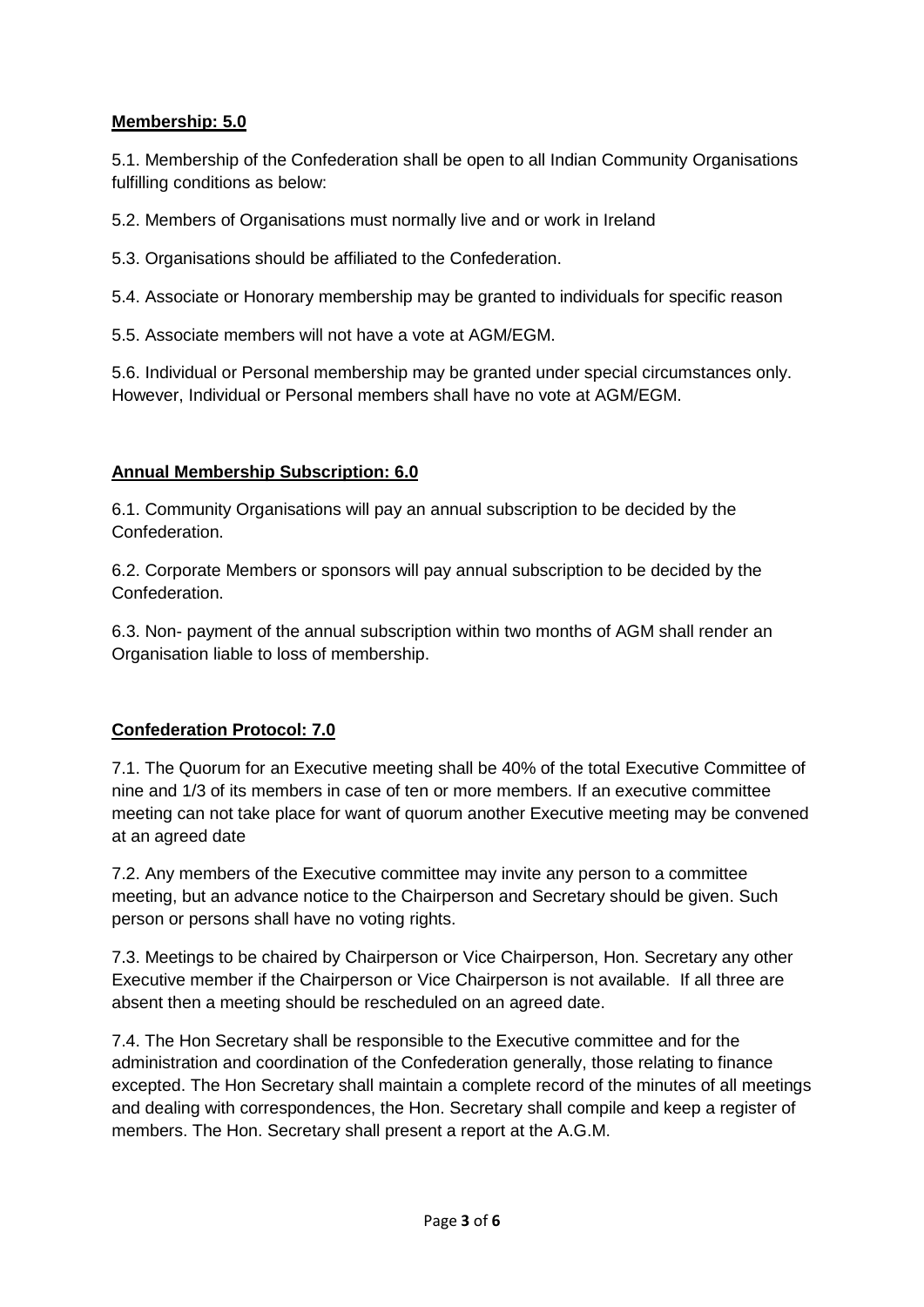**Membership: 5.0**

5.1. Membership of the Confederation shall be open to all Indian Community Organisations fulfilling conditions as below:

5.2. Members of Organisations must normally live and or work in Ireland

5.3. Organisations should be affiliated to the Confederation.

5.4. Associate or Honorary membership may be granted to individuals for specific reason

5.5. Associate members will not have a vote at AGM/EGM.

5.6. Individual or Personal membership may be granted under special circumstances only. However, Individual or Personal members shall have no vote at AGM/EGM.

**Annual Membership Subscription: 6.0**

6.1. Community Organisations will pay an annual subscription to be decided by the Confederation.

6.2. Corporate Members or sponsors will pay annual subscription to be decided by the Confederation.

6.3. Non- payment of the annual subscription within two months of AGM shall render an Organisation liable to loss of membership.

**Confederation Protocol: 7.0**

7.1. The Quorum for an Executive meeting shall be 40% of the total Executive Committee of nine and 1/3 of its members in case of ten or more members. If an executive committee meeting can not take place for want of quorum another Executive meeting may be convened at an agreed date

7.2. Any members of the Executive committee may invite any person to a committee meeting, but an advance notice to the Chairperson and Secretary should be given. Such person or persons shall have no voting rights.

7.3. Meetings to be chaired by Chairperson or Vice Chairperson, Hon. Secretary any other Executive member if the Chairperson or Vice Chairperson is not available. If all three are absent then a meeting should be rescheduled on an agreed date.

7.4. The Hon Secretary shall be responsible to the Executive committee and for the administration and coordination of the Confederation generally, those relating to finance excepted. The Hon Secretary shall maintain a complete record of the minutes of all meetings and dealing with correspondences, the Hon. Secretary shall compile and keep a register of members. The Hon. Secretary shall present a report at the A.G.M.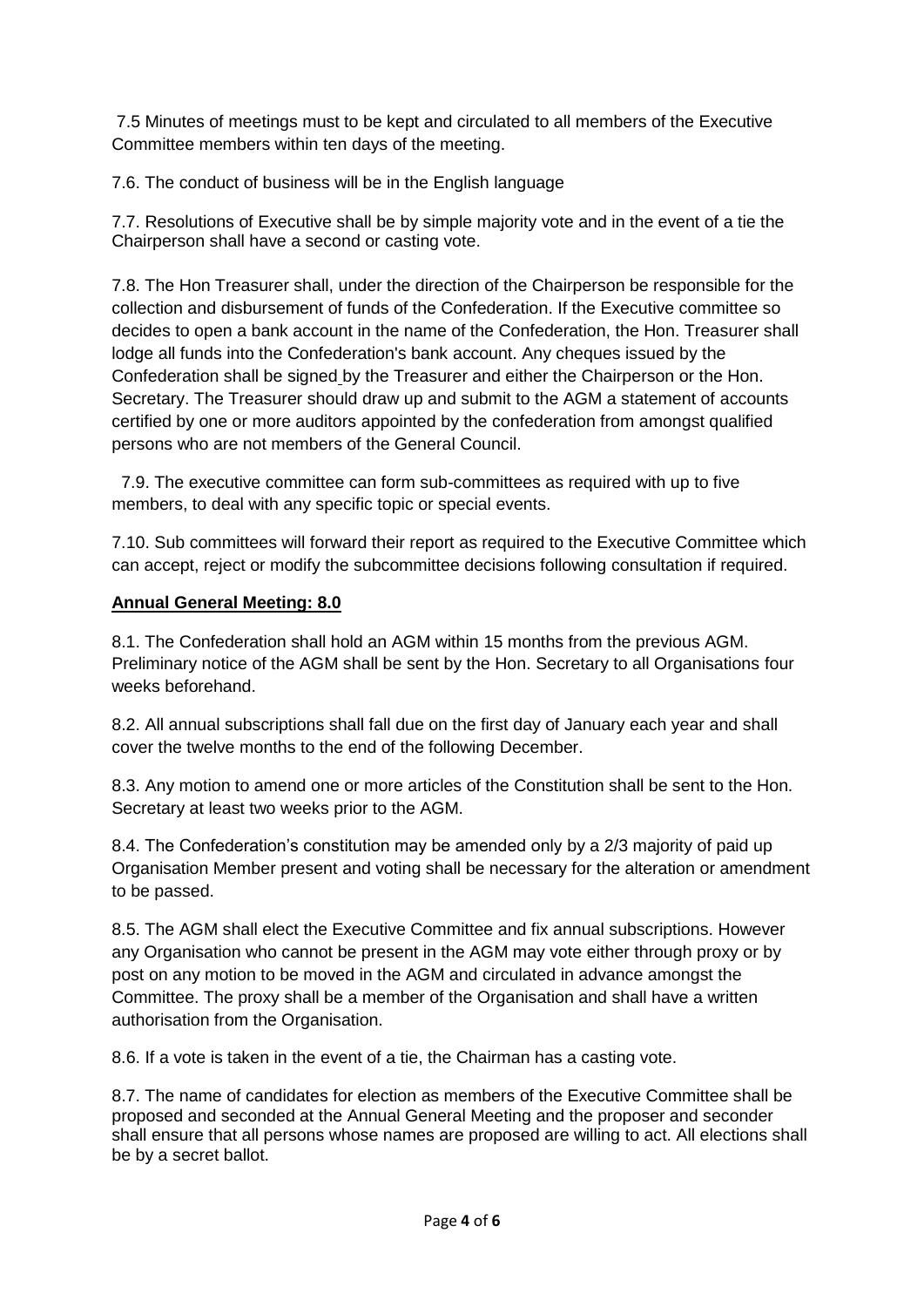7.5 Minutes of meetings must to be kept and circulated to all members of the Executive Committee members within ten days of the meeting.

7.6. The conduct of business will be in the English language

7.7. Resolutions of Executive shall be by simple majority vote and in the event of a tie the Chairperson shall have a second or casting vote.

7.8. The Hon Treasurer shall, under the direction of the Chairperson be responsible for the collection and disbursement of funds of the Confederation. If the Executive committee so decides to open a bank account in the name of the Confederation, the Hon. Treasurer shall lodge all funds into the Confederation's bank account. Any cheques issued by the Confederation shall be signed by the Treasurer and either the Chairperson or the Hon. Secretary. The Treasurer should draw up and submit to the AGM a statement of accounts certified by one or more auditors appointed by the confederation from amongst qualified persons who are not members of the General Council.

7.9. The executive committee can form sub-committees as required with up to five members, to deal with any specific topic or special events.

7.10. Sub committees will forward their report as required to the Executive Committee which can accept, reject or modify the subcommittee decisions following consultation if required.

**Annual General Meeting: 8.0**

8.1. The Confederation shall hold an AGM within 15 months from the previous AGM. Preliminary notice of the AGM shall be sent by the Hon. Secretary to all Organisations four weeks beforehand.

8.2. All annual subscriptions shall fall due on the first day of January each year and shall cover the twelve months to the end of the following December.

8.3. Any motion to amend one or more articles of the Constitution shall be sent to the Hon. Secretary at least two weeks prior to the AGM.

8.4. The Confederation's constitution may be amended only by a 2/3 majority of paid up Organisation Member present and voting shall be necessary for the alteration or amendment to be passed.

8.5. The AGM shall elect the Executive Committee and fix annual subscriptions. However any Organisation who cannot be present in the AGM may vote either through proxy or by post on any motion to be moved in the AGM and circulated in advance amongst the Committee. The proxy shall be a member of the Organisation and shall have a written authorisation from the Organisation.

8.6. If a vote is taken in the event of a tie, the Chairman has a casting vote.

8.7. The name of candidates for election as members of the Executive Committee shall be proposed and seconded at the Annual General Meeting and the proposer and seconder shall ensure that all persons whose names are proposed are willing to act. All elections shall be by a secret ballot.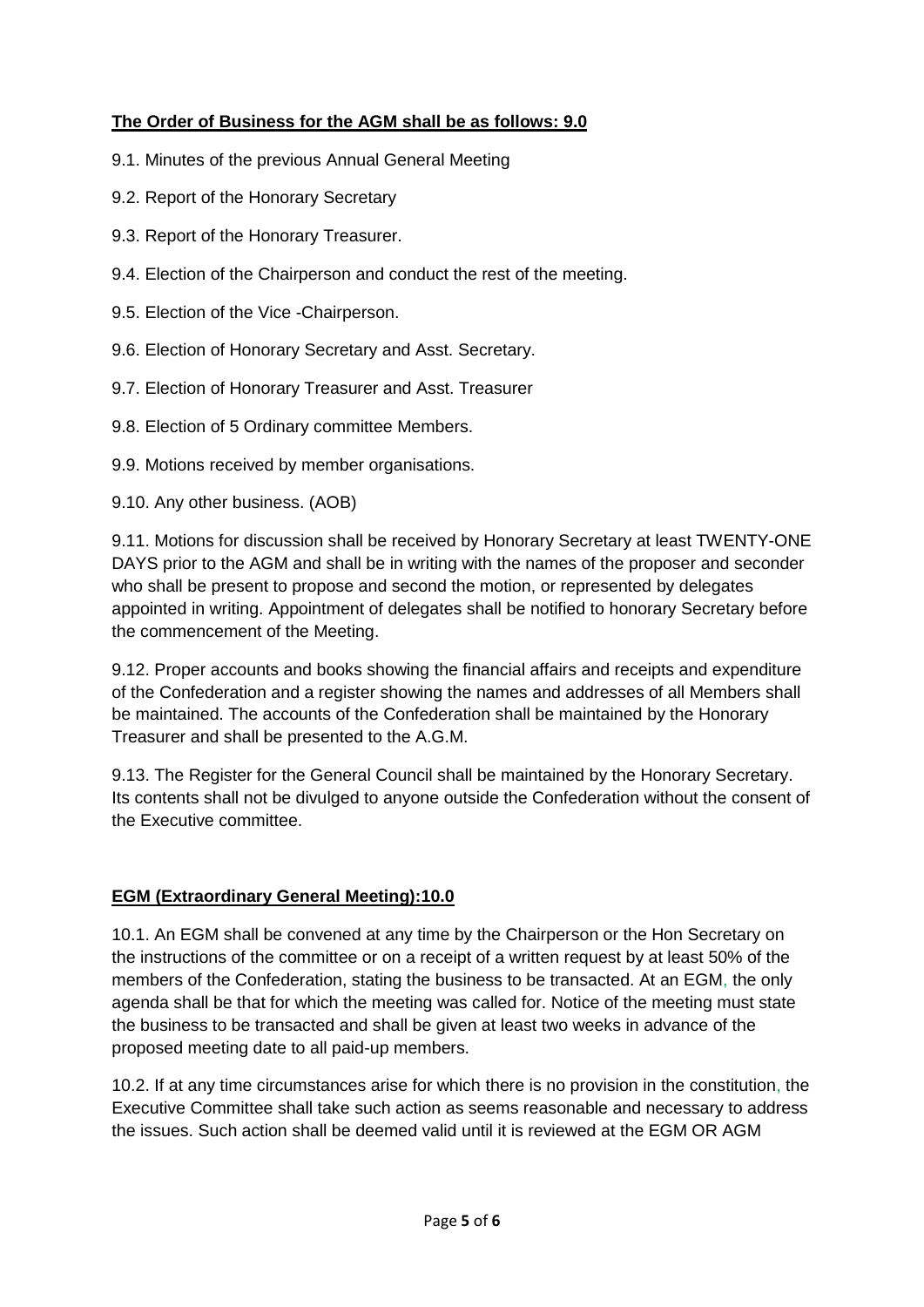**The Order of Business for the AGM shall be as follows: 9.0**

9.1. Minutes of the previous Annual General Meeting

9.2. Report of the Honorary Secretary

9.3. Report of the Honorary Treasurer.

9.4. Election of the Chairperson and conduct the rest of the meeting.

9.5. Election of the Vice -Chairperson.

9.6. Election of Honorary Secretary and Asst. Secretary.

9.7. Election of Honorary Treasurer and Asst. Treasurer

9.8. Election of 5 Ordinary committee Members.

9.9. Motions received by member organisations.

9.10. Any other business. (AOB)

9.11. Motions for discussion shall be received by Honorary Secretary at least TWENTY-ONE DAYS prior to the AGM and shall be in writing with the names of the proposer and seconder who shall be present to propose and second the motion, or represented by delegates appointed in writing. Appointment of delegates shall be notified to honorary Secretary before the commencement of the Meeting.

9.12. Proper accounts and books showing the financial affairs and receipts and expenditure of the Confederation and a register showing the names and addresses of all Members shall be maintained. The accounts of the Confederation shall be maintained by the Honorary Treasurer and shall be presented to the A.G.M.

9.13. The Register for the General Council shall be maintained by the Honorary Secretary. Its contents shall not be divulged to anyone outside the Confederation without the consent of the Executive committee.

**EGM (Extraordinary General Meeting):10.0**

10.1. An EGM shall be convened at any time by the Chairperson or the Hon Secretary on the instructions of the committee or on a receipt of a written request by at least 50% of the members of the Confederation, stating the business to be transacted. At an EGM, the only agenda shall be that for which the meeting was called for. Notice of the meeting must state the business to be transacted and shall be given at least two weeks in advance of the proposed meeting date to all paid-up members.

10.2. If at any time circumstances arise for which there is no provision in the constitution, the Executive Committee shall take such action as seems reasonable and necessary to address the issues. Such action shall be deemed valid until it is reviewed at the EGM OR AGM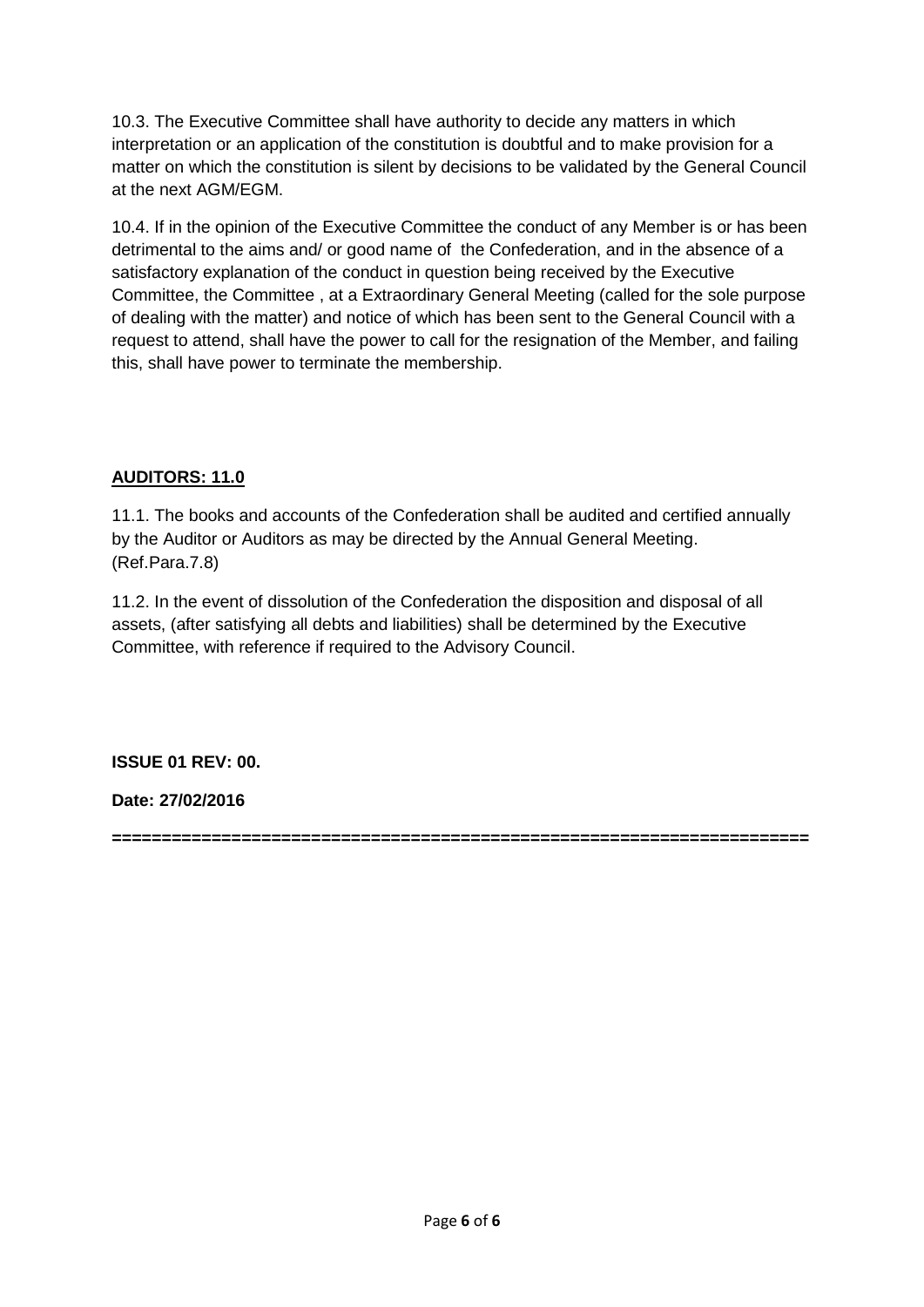10.3. The Executive Committee shall have authority to decide any matters in which interpretation or an application of the constitution is doubtful and to make provision for a matter on which the constitution is silent by decisions to be validated by the General Council at the next AGM/EGM.

10.4. If in the opinion of the Executive Committee the conduct of any Member is or has been detrimental to the aims and/ or good name of the Confederation, and in the absence of a satisfactory explanation of the conduct in question being received by the Executive Committee, the Committee , at a Extraordinary General Meeting (called for the sole purpose of dealing with the matter) and notice of which has been sent to the General Council with a request to attend, shall have the power to call for the resignation of the Member, and failing this, shall have power to terminate the membership.

## **<u>AUDITORS: 11.0</u>**

11.1. The books and accounts of the Confederation shall be audited and certified annually by the Auditor or Auditors as may be directed by the Annual General Meeting. (Ref.Para.7.8)

11.2. In the event of dissolution of the Confederation the disposition and disposal of all assets, (after satisfying all debts and liabilities) shall be determined by the Executive Committee, with reference if required to the Advisory Council.

**ISSUE 01 REV: 00.**

**Date: 27/02/2016**

**====================================================================**